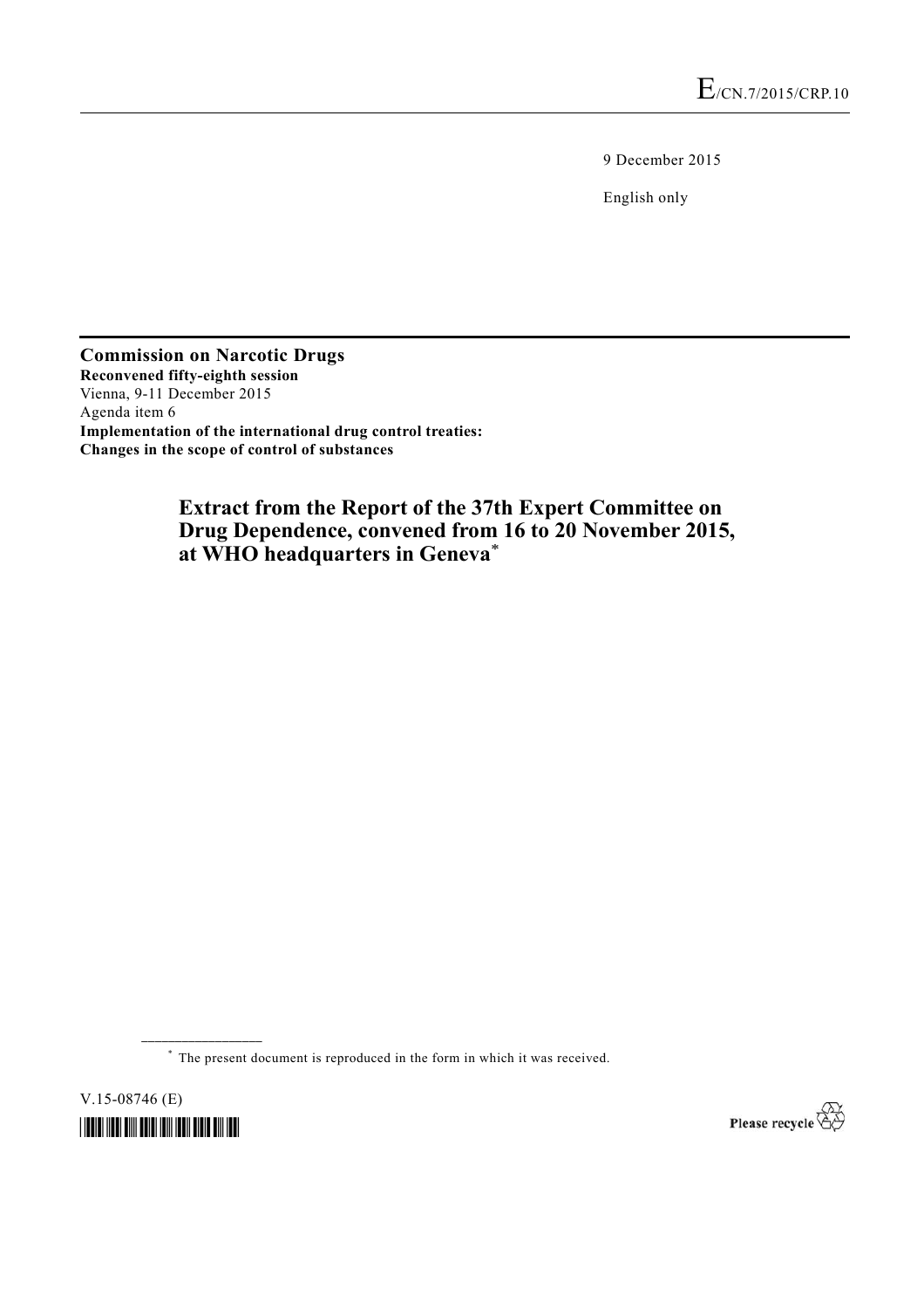E/CN.7/2015/CRP.10

9 December 2015

English only

**Commission on Narcotic Drugs**
**Reconvened fifty-eighth session**
Vienna, 9-11 December 2015
Agenda item 6
**Implementation of the international drug control treaties:**
**Changes in the scope of control of substances**

# Extract from the Report of the 37th Expert Committee on Drug Dependence, convened from 16 to 20 November 2015, at WHO headquarters in Geneva*

---

\* The present document is reproduced in the form in which it was received.

V.15-08746 (E)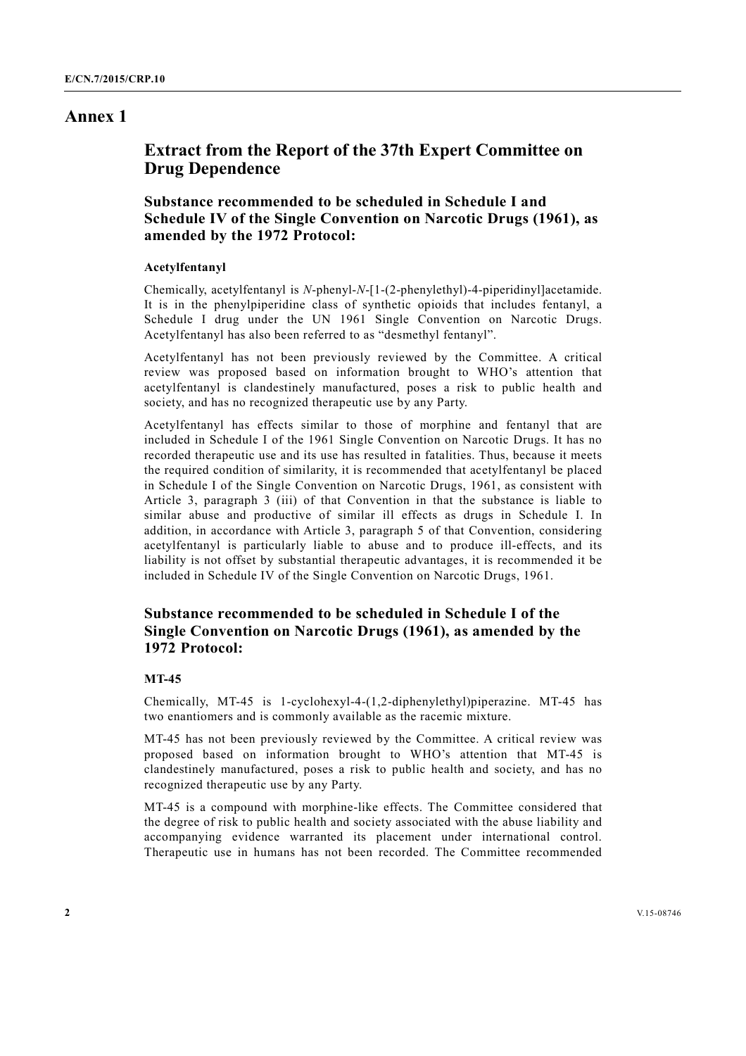# Annex 1

## Extract from the Report of the 37th Expert Committee on Drug Dependence

### Substance recommended to be scheduled in Schedule I and Schedule IV of the Single Convention on Narcotic Drugs (1961), as amended by the 1972 Protocol:

#### Acetylfentanyl

Chemically, acetylfentanyl is *N*-phenyl-*N*-[1-(2-phenylethyl)-4-piperidinyl]acetamide. It is in the phenylpiperidine class of synthetic opioids that includes fentanyl, a Schedule I drug under the UN 1961 Single Convention on Narcotic Drugs. Acetylfentanyl has also been referred to as "desmethyl fentanyl".

Acetylfentanyl has not been previously reviewed by the Committee. A critical review was proposed based on information brought to WHO's attention that acetylfentanyl is clandestinely manufactured, poses a risk to public health and society, and has no recognized therapeutic use by any Party.

Acetylfentanyl has effects similar to those of morphine and fentanyl that are included in Schedule I of the 1961 Single Convention on Narcotic Drugs. It has no recorded therapeutic use and its use has resulted in fatalities. Thus, because it meets the required condition of similarity, it is recommended that acetylfentanyl be placed in Schedule I of the Single Convention on Narcotic Drugs, 1961, as consistent with Article 3, paragraph 3 (iii) of that Convention in that the substance is liable to similar abuse and productive of similar ill effects as drugs in Schedule I. In addition, in accordance with Article 3, paragraph 5 of that Convention, considering acetylfentanyl is particularly liable to abuse and to produce ill-effects, and its liability is not offset by substantial therapeutic advantages, it is recommended it be included in Schedule IV of the Single Convention on Narcotic Drugs, 1961.

### Substance recommended to be scheduled in Schedule I of the Single Convention on Narcotic Drugs (1961), as amended by the 1972 Protocol:

#### MT-45

Chemically, MT-45 is 1-cyclohexyl-4-(1,2-diphenylethyl)piperazine. MT-45 has two enantiomers and is commonly available as the racemic mixture.

MT-45 has not been previously reviewed by the Committee. A critical review was proposed based on information brought to WHO's attention that MT-45 is clandestinely manufactured, poses a risk to public health and society, and has no recognized therapeutic use by any Party.

MT-45 is a compound with morphine-like effects. The Committee considered that the degree of risk to public health and society associated with the abuse liability and accompanying evidence warranted its placement under international control. Therapeutic use in humans has not been recorded. The Committee recommended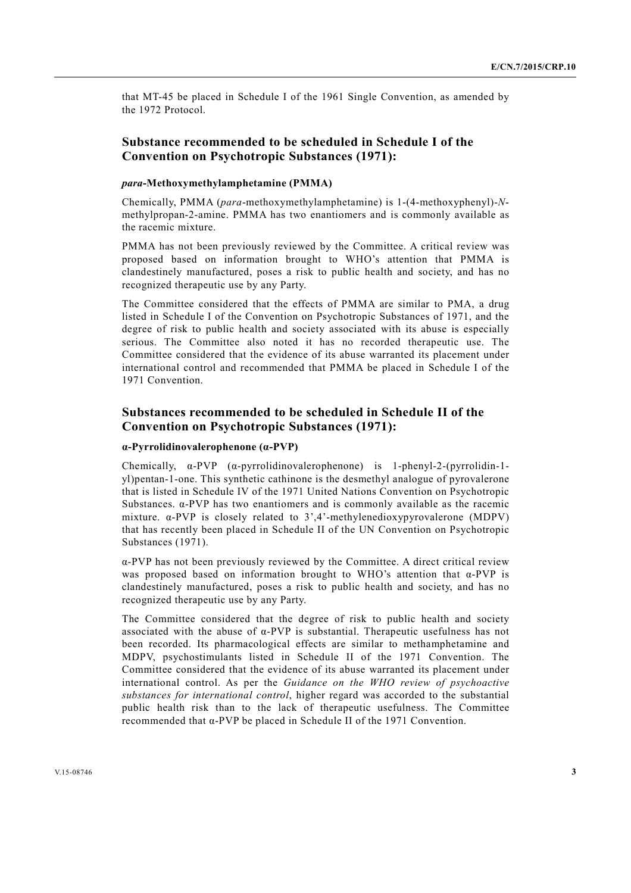that MT-45 be placed in Schedule I of the 1961 Single Convention, as amended by the 1972 Protocol.

## Substance recommended to be scheduled in Schedule I of the Convention on Psychotropic Substances (1971):

#### *para*-Methoxymethylamphetamine (PMMA)

Chemically, PMMA (*para*-methoxymethylamphetamine) is 1-(4-methoxyphenyl)-*N*-methylpropan-2-amine. PMMA has two enantiomers and is commonly available as the racemic mixture.

PMMA has not been previously reviewed by the Committee. A critical review was proposed based on information brought to WHO's attention that PMMA is clandestinely manufactured, poses a risk to public health and society, and has no recognized therapeutic use by any Party.

The Committee considered that the effects of PMMA are similar to PMA, a drug listed in Schedule I of the Convention on Psychotropic Substances of 1971, and the degree of risk to public health and society associated with its abuse is especially serious. The Committee also noted it has no recorded therapeutic use. The Committee considered that the evidence of its abuse warranted its placement under international control and recommended that PMMA be placed in Schedule I of the 1971 Convention.

## Substances recommended to be scheduled in Schedule II of the Convention on Psychotropic Substances (1971):

#### α-Pyrrolidinovalerophenone (α-PVP)

Chemically, α-PVP (α-pyrrolidinovalerophenone) is 1-phenyl-2-(pyrrolidin-1-yl)pentan-1-one. This synthetic cathinone is the desmethyl analogue of pyrovalerone that is listed in Schedule IV of the 1971 United Nations Convention on Psychotropic Substances. α-PVP has two enantiomers and is commonly available as the racemic mixture. α-PVP is closely related to 3',4'-methylenedioxypyrovalerone (MDPV) that has recently been placed in Schedule II of the UN Convention on Psychotropic Substances (1971).

α-PVP has not been previously reviewed by the Committee. A direct critical review was proposed based on information brought to WHO's attention that α-PVP is clandestinely manufactured, poses a risk to public health and society, and has no recognized therapeutic use by any Party.

The Committee considered that the degree of risk to public health and society associated with the abuse of α-PVP is substantial. Therapeutic usefulness has not been recorded. Its pharmacological effects are similar to methamphetamine and MDPV, psychostimulants listed in Schedule II of the 1971 Convention. The Committee considered that the evidence of its abuse warranted its placement under international control. As per the *Guidance on the WHO review of psychoactive substances for international control*, higher regard was accorded to the substantial public health risk than to the lack of therapeutic usefulness. The Committee recommended that α-PVP be placed in Schedule II of the 1971 Convention.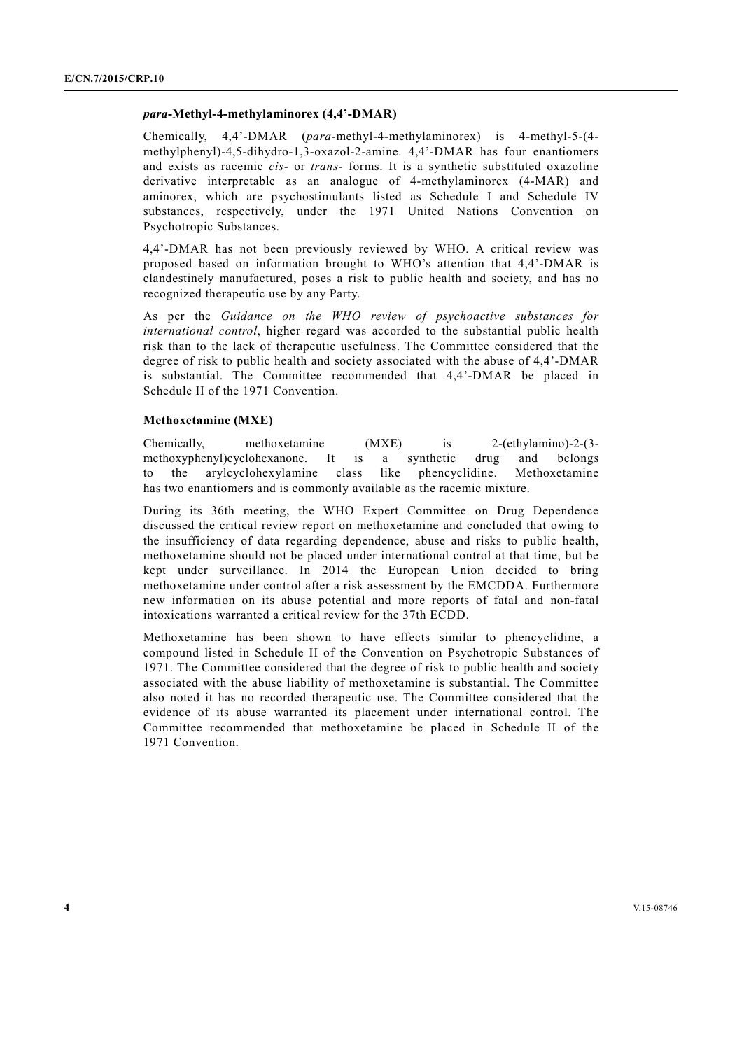### *para*-Methyl-4-methylaminorex (4,4'-DMAR)

Chemically, 4,4'-DMAR (*para*-methyl-4-methylaminorex) is 4-methyl-5-(4-methylphenyl)-4,5-dihydro-1,3-oxazol-2-amine. 4,4'-DMAR has four enantiomers and exists as racemic *cis*- or *trans*- forms. It is a synthetic substituted oxazoline derivative interpretable as an analogue of 4-methylaminorex (4-MAR) and aminorex, which are psychostimulants listed as Schedule I and Schedule IV substances, respectively, under the 1971 United Nations Convention on Psychotropic Substances.

4,4'-DMAR has not been previously reviewed by WHO. A critical review was proposed based on information brought to WHO's attention that 4,4'-DMAR is clandestinely manufactured, poses a risk to public health and society, and has no recognized therapeutic use by any Party.

As per the *Guidance on the WHO review of psychoactive substances for international control*, higher regard was accorded to the substantial public health risk than to the lack of therapeutic usefulness. The Committee considered that the degree of risk to public health and society associated with the abuse of 4,4'-DMAR is substantial. The Committee recommended that 4,4'-DMAR be placed in Schedule II of the 1971 Convention.

### Methoxetamine (MXE)

Chemically, methoxetamine (MXE) is 2-(ethylamino)-2-(3-methoxyphenyl)cyclohexanone. It is a synthetic drug and belongs to the arylcyclohexylamine class like phencyclidine. Methoxetamine has two enantiomers and is commonly available as the racemic mixture.

During its 36th meeting, the WHO Expert Committee on Drug Dependence discussed the critical review report on methoxetamine and concluded that owing to the insufficiency of data regarding dependence, abuse and risks to public health, methoxetamine should not be placed under international control at that time, but be kept under surveillance. In 2014 the European Union decided to bring methoxetamine under control after a risk assessment by the EMCDDA. Furthermore new information on its abuse potential and more reports of fatal and non-fatal intoxications warranted a critical review for the 37th ECDD.

Methoxetamine has been shown to have effects similar to phencyclidine, a compound listed in Schedule II of the Convention on Psychotropic Substances of 1971. The Committee considered that the degree of risk to public health and society associated with the abuse liability of methoxetamine is substantial. The Committee also noted it has no recorded therapeutic use. The Committee considered that the evidence of its abuse warranted its placement under international control. The Committee recommended that methoxetamine be placed in Schedule II of the 1971 Convention.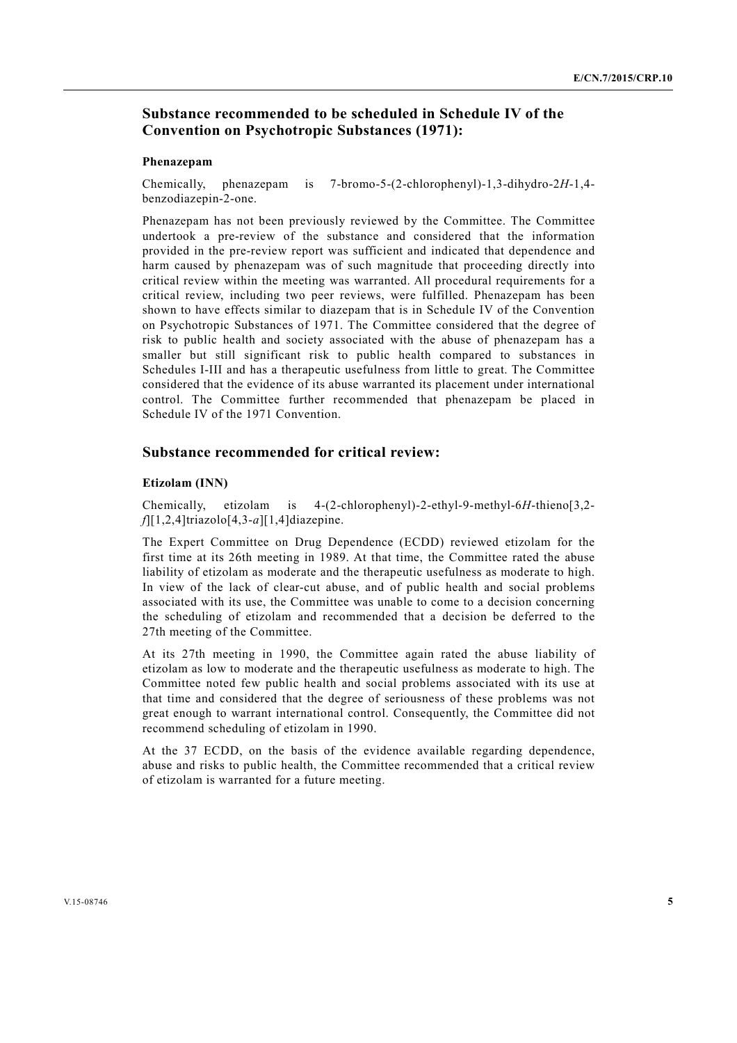## Substance recommended to be scheduled in Schedule IV of the Convention on Psychotropic Substances (1971):

### Phenazepam

Chemically, phenazepam is 7-bromo-5-(2-chlorophenyl)-1,3-dihydro-2*H*-1,4-benzodiazepin-2-one.

Phenazepam has not been previously reviewed by the Committee. The Committee undertook a pre-review of the substance and considered that the information provided in the pre-review report was sufficient and indicated that dependence and harm caused by phenazepam was of such magnitude that proceeding directly into critical review within the meeting was warranted. All procedural requirements for a critical review, including two peer reviews, were fulfilled. Phenazepam has been shown to have effects similar to diazepam that is in Schedule IV of the Convention on Psychotropic Substances of 1971. The Committee considered that the degree of risk to public health and society associated with the abuse of phenazepam has a smaller but still significant risk to public health compared to substances in Schedules I-III and has a therapeutic usefulness from little to great. The Committee considered that the evidence of its abuse warranted its placement under international control. The Committee further recommended that phenazepam be placed in Schedule IV of the 1971 Convention.

## Substance recommended for critical review:

### Etizolam (INN)

Chemically, etizolam is 4-(2-chlorophenyl)-2-ethyl-9-methyl-6*H*-thieno[3,2-*f*][1,2,4]triazolo[4,3-*a*][1,4]diazepine.

The Expert Committee on Drug Dependence (ECDD) reviewed etizolam for the first time at its 26th meeting in 1989. At that time, the Committee rated the abuse liability of etizolam as moderate and the therapeutic usefulness as moderate to high. In view of the lack of clear-cut abuse, and of public health and social problems associated with its use, the Committee was unable to come to a decision concerning the scheduling of etizolam and recommended that a decision be deferred to the 27th meeting of the Committee.

At its 27th meeting in 1990, the Committee again rated the abuse liability of etizolam as low to moderate and the therapeutic usefulness as moderate to high. The Committee noted few public health and social problems associated with its use at that time and considered that the degree of seriousness of these problems was not great enough to warrant international control. Consequently, the Committee did not recommend scheduling of etizolam in 1990.

At the 37 ECDD, on the basis of the evidence available regarding dependence, abuse and risks to public health, the Committee recommended that a critical review of etizolam is warranted for a future meeting.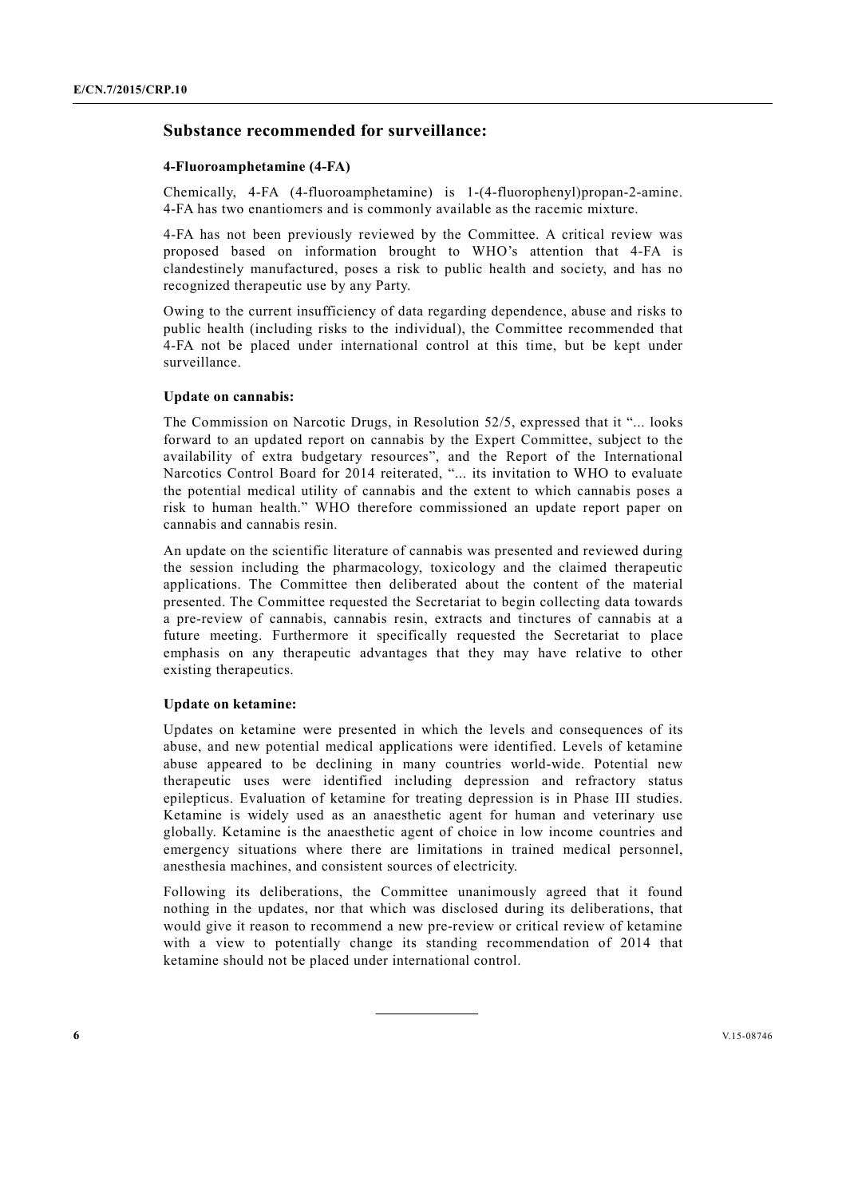## Substance recommended for surveillance:

### 4-Fluoroamphetamine (4-FA)

Chemically, 4-FA (4-fluoroamphetamine) is 1-(4-fluorophenyl)propan-2-amine. 4-FA has two enantiomers and is commonly available as the racemic mixture.

4-FA has not been previously reviewed by the Committee. A critical review was proposed based on information brought to WHO's attention that 4-FA is clandestinely manufactured, poses a risk to public health and society, and has no recognized therapeutic use by any Party.

Owing to the current insufficiency of data regarding dependence, abuse and risks to public health (including risks to the individual), the Committee recommended that 4-FA not be placed under international control at this time, but be kept under surveillance.

### Update on cannabis:

The Commission on Narcotic Drugs, in Resolution 52/5, expressed that it "... looks forward to an updated report on cannabis by the Expert Committee, subject to the availability of extra budgetary resources", and the Report of the International Narcotics Control Board for 2014 reiterated, "... its invitation to WHO to evaluate the potential medical utility of cannabis and the extent to which cannabis poses a risk to human health." WHO therefore commissioned an update report paper on cannabis and cannabis resin.

An update on the scientific literature of cannabis was presented and reviewed during the session including the pharmacology, toxicology and the claimed therapeutic applications. The Committee then deliberated about the content of the material presented. The Committee requested the Secretariat to begin collecting data towards a pre-review of cannabis, cannabis resin, extracts and tinctures of cannabis at a future meeting. Furthermore it specifically requested the Secretariat to place emphasis on any therapeutic advantages that they may have relative to other existing therapeutics.

### Update on ketamine:

Updates on ketamine were presented in which the levels and consequences of its abuse, and new potential medical applications were identified. Levels of ketamine abuse appeared to be declining in many countries world-wide. Potential new therapeutic uses were identified including depression and refractory status epilepticus. Evaluation of ketamine for treating depression is in Phase III studies. Ketamine is widely used as an anaesthetic agent for human and veterinary use globally. Ketamine is the anaesthetic agent of choice in low income countries and emergency situations where there are limitations in trained medical personnel, anesthesia machines, and consistent sources of electricity.

Following its deliberations, the Committee unanimously agreed that it found nothing in the updates, nor that which was disclosed during its deliberations, that would give it reason to recommend a new pre-review or critical review of ketamine with a view to potentially change its standing recommendation of 2014 that ketamine should not be placed under international control.